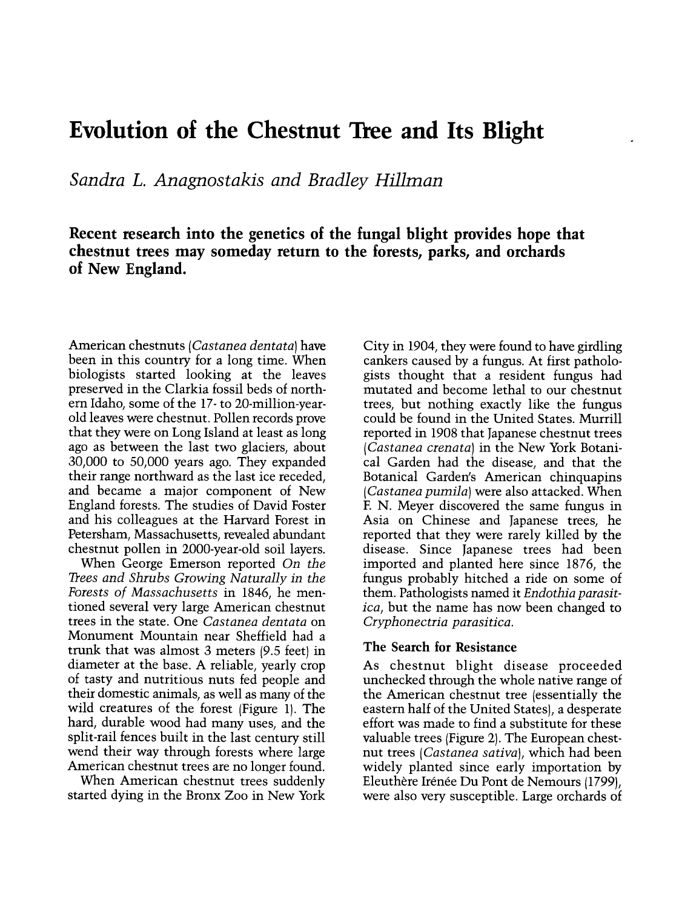# Evolution of the Chestnut Tree and Its Blight

*Sandra L. Anagnostakis and Bradley Hillman*

**Recent research into the genetics of the fungal blight provides hope that chestnut trees may someday return to the forests, parks, and orchards of New England.**

American chestnuts (*Castanea dentata*) have been in this country for a long time. When biologists started looking at the leaves preserved in the Clarkia fossil beds of northern Idaho, some of the 17- to 20-million-year-old leaves were chestnut. Pollen records prove that they were on Long Island at least as long ago as between the last two glaciers, about 30,000 to 50,000 years ago. They expanded their range northward as the last ice receded, and became a major component of New England forests. The studies of David Foster and his colleagues at the Harvard Forest in Petersham, Massachusetts, revealed abundant chestnut pollen in 2000-year-old soil layers.

When George Emerson reported *On the Trees and Shrubs Growing Naturally in the Forests of Massachusetts* in 1846, he mentioned several very large American chestnut trees in the state. One *Castanea dentata* on Monument Mountain near Sheffield had a trunk that was almost 3 meters (9.5 feet) in diameter at the base. A reliable, yearly crop of tasty and nutritious nuts fed people and their domestic animals, as well as many of the wild creatures of the forest (Figure 1). The hard, durable wood had many uses, and the split-rail fences built in the last century still wend their way through forests where large American chestnut trees are no longer found.

When American chestnut trees suddenly started dying in the Bronx Zoo in New York City in 1904, they were found to have girdling cankers caused by a fungus. At first pathologists thought that a resident fungus had mutated and become lethal to our chestnut trees, but nothing exactly like the fungus could be found in the United States. Murrill reported in 1908 that Japanese chestnut trees (*Castanea crenata*) in the New York Botanical Garden had the disease, and that the Botanical Garden's American chinquapins (*Castanea pumila*) were also attacked. When F. N. Meyer discovered the same fungus in Asia on Chinese and Japanese trees, he reported that they were rarely killed by the disease. Since Japanese trees had been imported and planted here since 1876, the fungus probably hitched a ride on some of them. Pathologists named it *Endothia parasitica*, but the name has now been changed to *Cryphonectria parasitica.*

### The Search for Resistance

As chestnut blight disease proceeded unchecked through the whole native range of the American chestnut tree (essentially the eastern half of the United States), a desperate effort was made to find a substitute for these valuable trees (Figure 2). The European chestnut trees (*Castanea sativa*), which had been widely planted since early importation by Eleuthère Irénée Du Pont de Nemours (1799), were also very susceptible. Large orchards of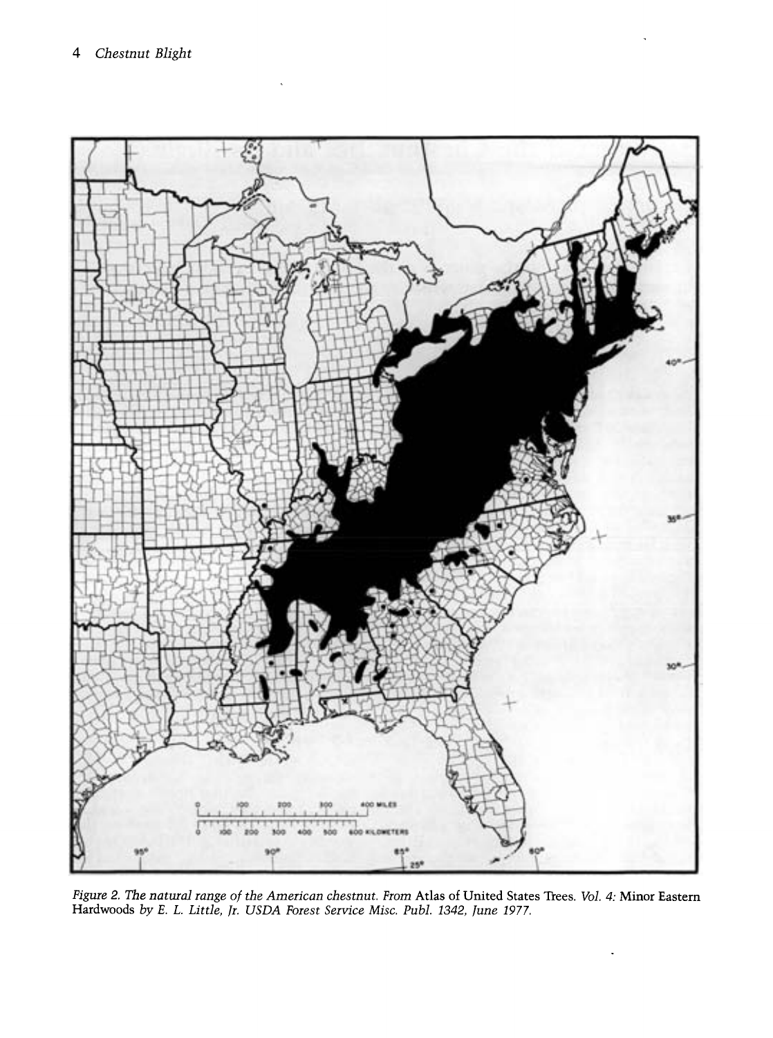*Figure 2. The natural range of the American chestnut. From* Atlas of United States Trees. *Vol. 4:* Minor Eastern Hardwoods *by E. L. Little, Jr. USDA Forest Service Misc. Publ. 1342, June 1977.*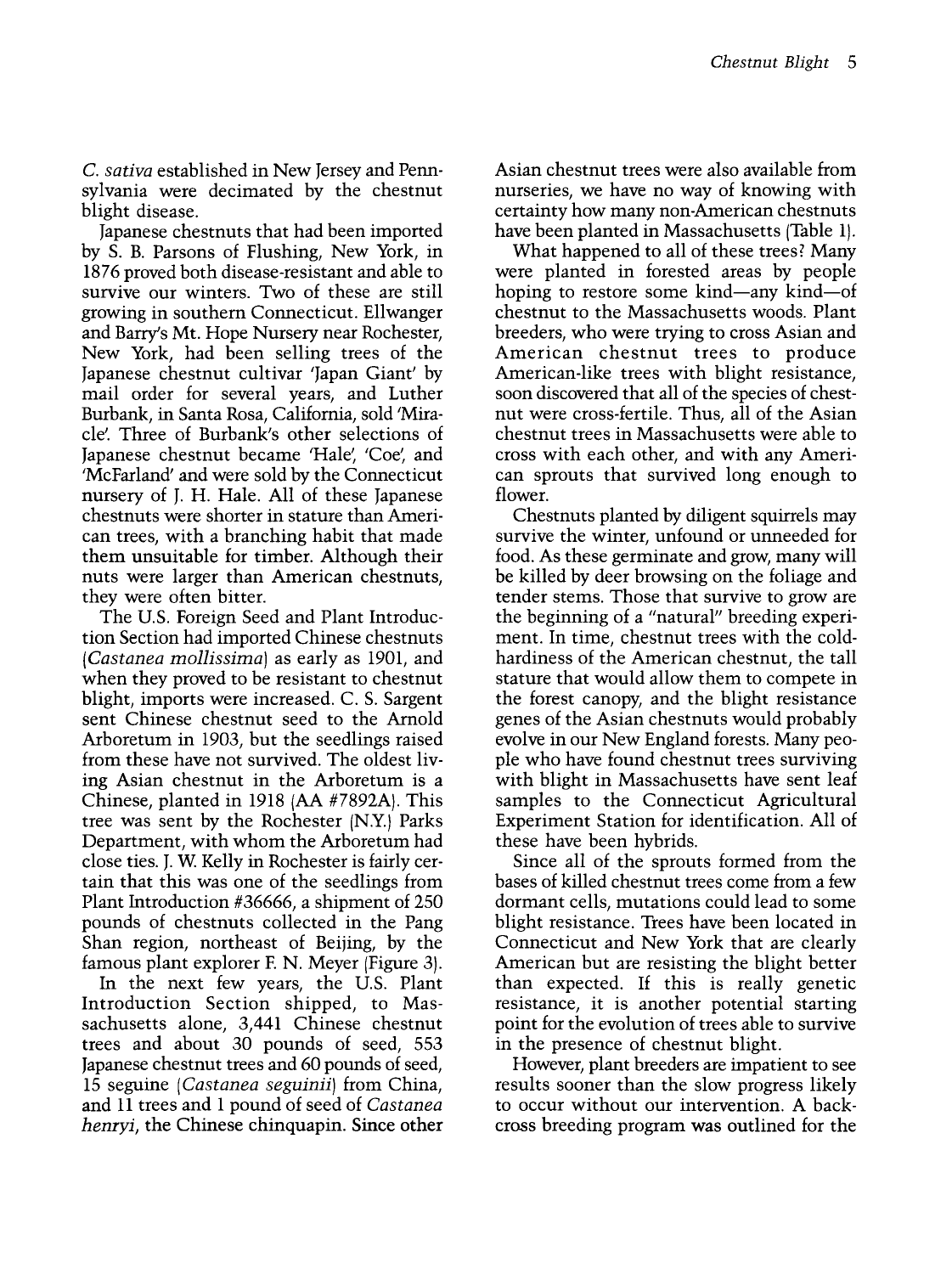*C. sativa* established in New Jersey and Pennsylvania were decimated by the chestnut blight disease.

Japanese chestnuts that had been imported by S. B. Parsons of Flushing, New York, in 1876 proved both disease-resistant and able to survive our winters. Two of these are still growing in southern Connecticut. Ellwanger and Barry's Mt. Hope Nursery near Rochester, New York, had been selling trees of the Japanese chestnut cultivar 'Japan Giant' by mail order for several years, and Luther Burbank, in Santa Rosa, California, sold 'Miracle'. Three of Burbank's other selections of Japanese chestnut became 'Hale', 'Coe', and 'McFarland' and were sold by the Connecticut nursery of J. H. Hale. All of these Japanese chestnuts were shorter in stature than American trees, with a branching habit that made them unsuitable for timber. Although their nuts were larger than American chestnuts, they were often bitter.

The U.S. Foreign Seed and Plant Introduction Section had imported Chinese chestnuts (*Castanea mollissima*) as early as 1901, and when they proved to be resistant to chestnut blight, imports were increased. C. S. Sargent sent Chinese chestnut seed to the Arnold Arboretum in 1903, but the seedlings raised from these have not survived. The oldest living Asian chestnut in the Arboretum is a Chinese, planted in 1918 (AA #7892A). This tree was sent by the Rochester (N.Y.) Parks Department, with whom the Arboretum had close ties. J. W. Kelly in Rochester is fairly certain that this was one of the seedlings from Plant Introduction #36666, a shipment of 250 pounds of chestnuts collected in the Pang Shan region, northeast of Beijing, by the famous plant explorer F. N. Meyer (Figure 3).

In the next few years, the U.S. Plant Introduction Section shipped, to Massachusetts alone, 3,441 Chinese chestnut trees and about 30 pounds of seed, 553 Japanese chestnut trees and 60 pounds of seed, 15 seguine (*Castanea seguinii*) from China, and 11 trees and 1 pound of seed of *Castanea henryi*, the Chinese chinquapin. Since other Asian chestnut trees were also available from nurseries, we have no way of knowing with certainty how many non-American chestnuts have been planted in Massachusetts (Table 1).

What happened to all of these trees? Many were planted in forested areas by people hoping to restore some kind—any kind—of chestnut to the Massachusetts woods. Plant breeders, who were trying to cross Asian and American chestnut trees to produce American-like trees with blight resistance, soon discovered that all of the species of chestnut were cross-fertile. Thus, all of the Asian chestnut trees in Massachusetts were able to cross with each other, and with any American sprouts that survived long enough to flower.

Chestnuts planted by diligent squirrels may survive the winter, unfound or unneeded for food. As these germinate and grow, many will be killed by deer browsing on the foliage and tender stems. Those that survive to grow are the beginning of a "natural" breeding experiment. In time, chestnut trees with the cold-hardiness of the American chestnut, the tall stature that would allow them to compete in the forest canopy, and the blight resistance genes of the Asian chestnuts would probably evolve in our New England forests. Many people who have found chestnut trees surviving with blight in Massachusetts have sent leaf samples to the Connecticut Agricultural Experiment Station for identification. All of these have been hybrids.

Since all of the sprouts formed from the bases of killed chestnut trees come from a few dormant cells, mutations could lead to some blight resistance. Trees have been located in Connecticut and New York that are clearly American but are resisting the blight better than expected. If this is really genetic resistance, it is another potential starting point for the evolution of trees able to survive in the presence of chestnut blight.

However, plant breeders are impatient to see results sooner than the slow progress likely to occur without our intervention. A backcross breeding program was outlined for the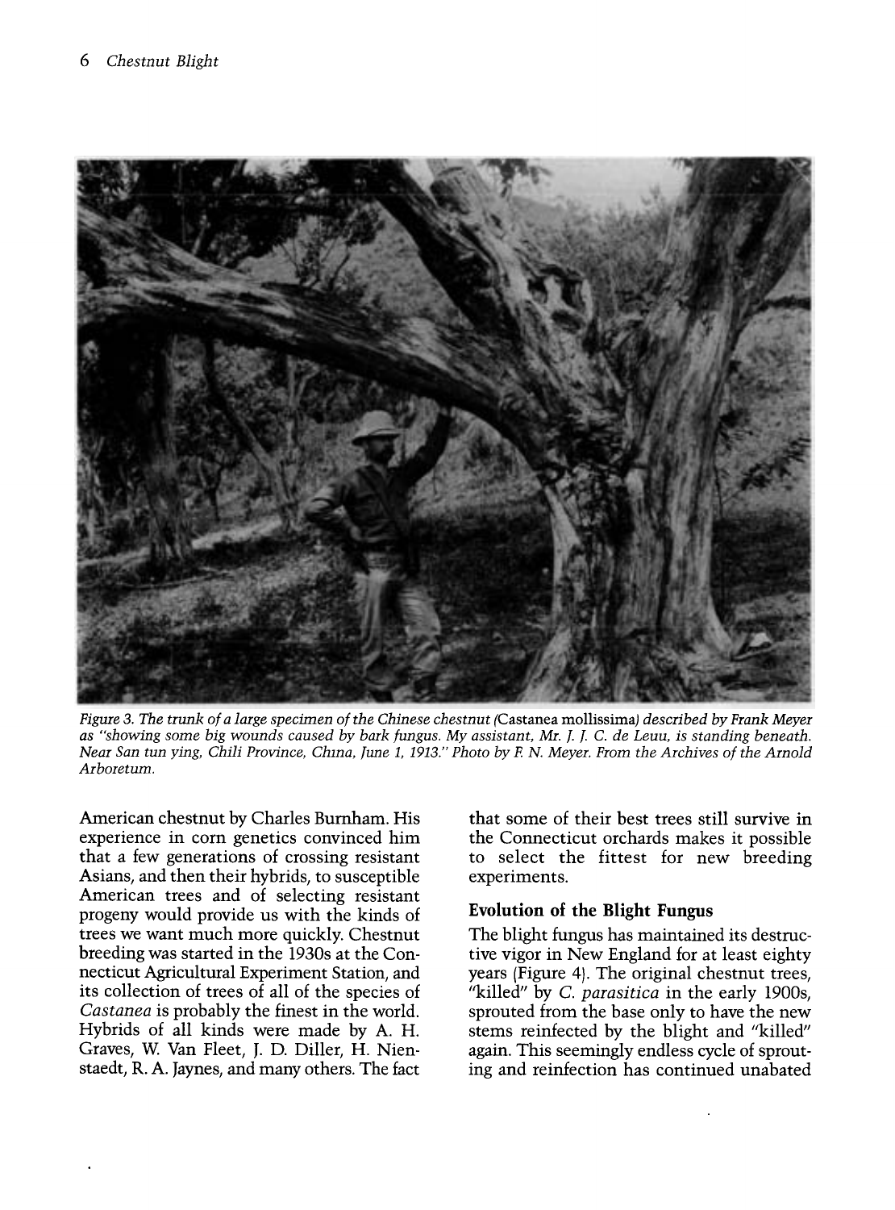*Figure 3. The trunk of a large specimen of the Chinese chestnut (*Castanea mollissima*) described by Frank Meyer as "showing some big wounds caused by bark fungus. My assistant, Mr. J. J. C. de Leuu, is standing beneath. Near San tun ying, Chili Province, China, June 1, 1913." Photo by F. N. Meyer. From the Archives of the Arnold Arboretum.*

American chestnut by Charles Burnham. His experience in corn genetics convinced him that a few generations of crossing resistant Asians, and then their hybrids, to susceptible American trees and of selecting resistant progeny would provide us with the kinds of trees we want much more quickly. Chestnut breeding was started in the 1930s at the Connecticut Agricultural Experiment Station, and its collection of trees of all of the species of *Castanea* is probably the finest in the world. Hybrids of all kinds were made by A. H. Graves, W. Van Fleet, J. D. Diller, H. Nienstaedt, R. A. Jaynes, and many others. The fact that some of their best trees still survive in the Connecticut orchards makes it possible to select the fittest for new breeding experiments.

## Evolution of the Blight Fungus

The blight fungus has maintained its destructive vigor in New England for at least eighty years (Figure 4). The original chestnut trees, "killed" by *C. parasitica* in the early 1900s, sprouted from the base only to have the new stems reinfected by the blight and "killed" again. This seemingly endless cycle of sprouting and reinfection has continued unabated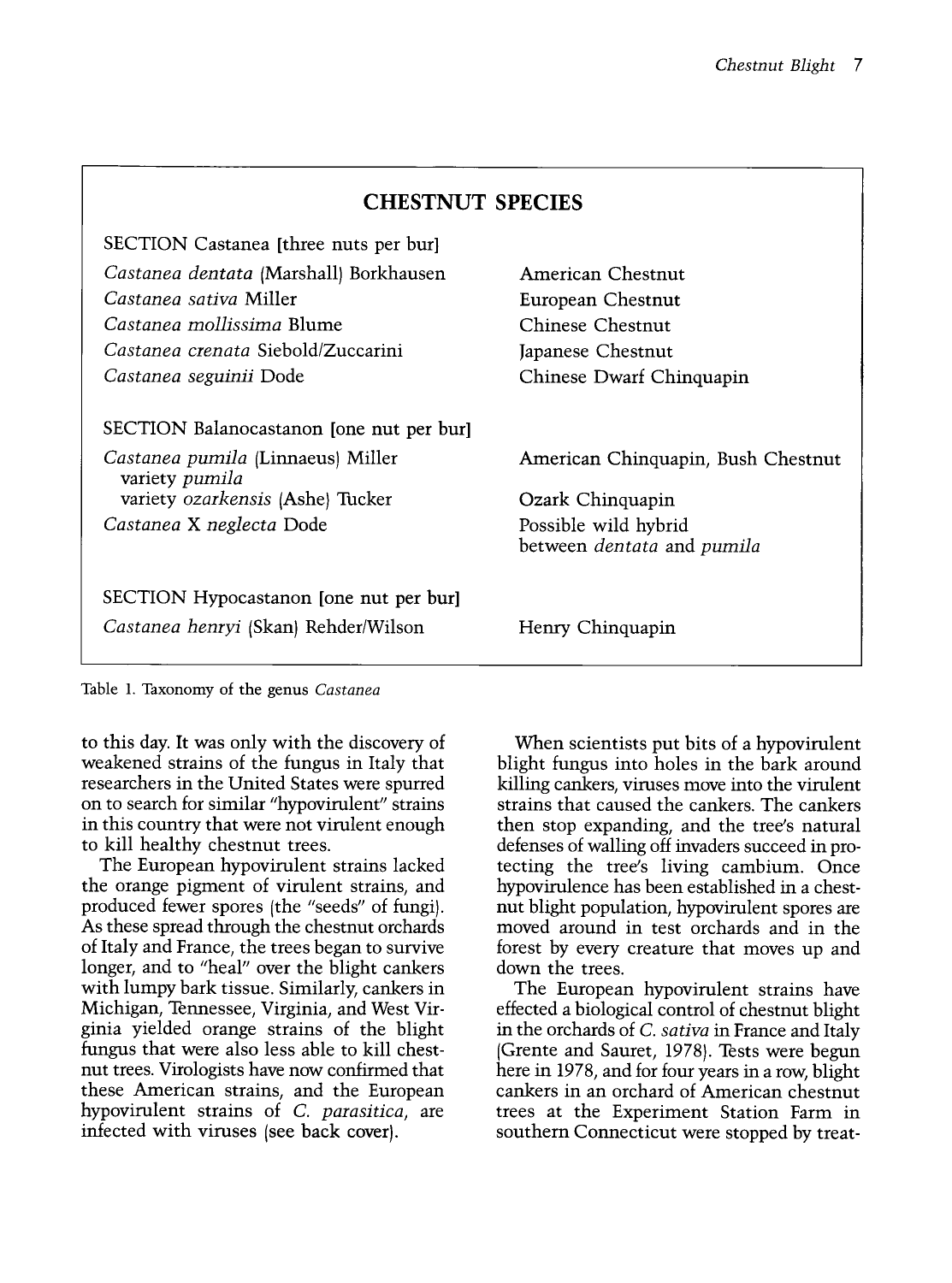## CHESTNUT SPECIES

| | |
|---|---|
| SECTION Castanea [three nuts per bur] | |
| *Castanea dentata* (Marshall) Borkhausen | American Chestnut |
| *Castanea sativa* Miller | European Chestnut |
| *Castanea mollissima* Blume | Chinese Chestnut |
| *Castanea crenata* Siebold/Zuccarini | Japanese Chestnut |
| *Castanea seguinii* Dode | Chinese Dwarf Chinquapin |
| SECTION Balanocastanon [one nut per bur] | |
| *Castanea pumila* (Linnaeus) Miller variety *pumila* | American Chinquapin, Bush Chestnut |
| variety *ozarkensis* (Ashe) Tucker | Ozark Chinquapin |
| *Castanea* X *neglecta* Dode | Possible wild hybrid between *dentata* and *pumila* |
| SECTION Hypocastanon [one nut per bur] | |
| *Castanea henryi* (Skan) Rehder/Wilson | Henry Chinquapin |

Table 1. Taxonomy of the genus *Castanea*

to this day. It was only with the discovery of weakened strains of the fungus in Italy that researchers in the United States were spurred on to search for similar "hypovirulent" strains in this country that were not virulent enough to kill healthy chestnut trees.

The European hypovirulent strains lacked the orange pigment of virulent strains, and produced fewer spores (the "seeds" of fungi). As these spread through the chestnut orchards of Italy and France, the trees began to survive longer, and to "heal" over the blight cankers with lumpy bark tissue. Similarly, cankers in Michigan, Tennessee, Virginia, and West Virginia yielded orange strains of the blight fungus that were also less able to kill chestnut trees. Virologists have now confirmed that these American strains, and the European hypovirulent strains of *C. parasitica*, are infected with viruses (see back cover).

When scientists put bits of a hypovirulent blight fungus into holes in the bark around killing cankers, viruses move into the virulent strains that caused the cankers. The cankers then stop expanding, and the tree's natural defenses of walling off invaders succeed in protecting the tree's living cambium. Once hypovirulence has been established in a chestnut blight population, hypovirulent spores are moved around in test orchards and in the forest by every creature that moves up and down the trees.

The European hypovirulent strains have effected a biological control of chestnut blight in the orchards of *C. sativa* in France and Italy (Grente and Sauret, 1978). Tests were begun here in 1978, and for four years in a row, blight cankers in an orchard of American chestnut trees at the Experiment Station Farm in southern Connecticut were stopped by treat-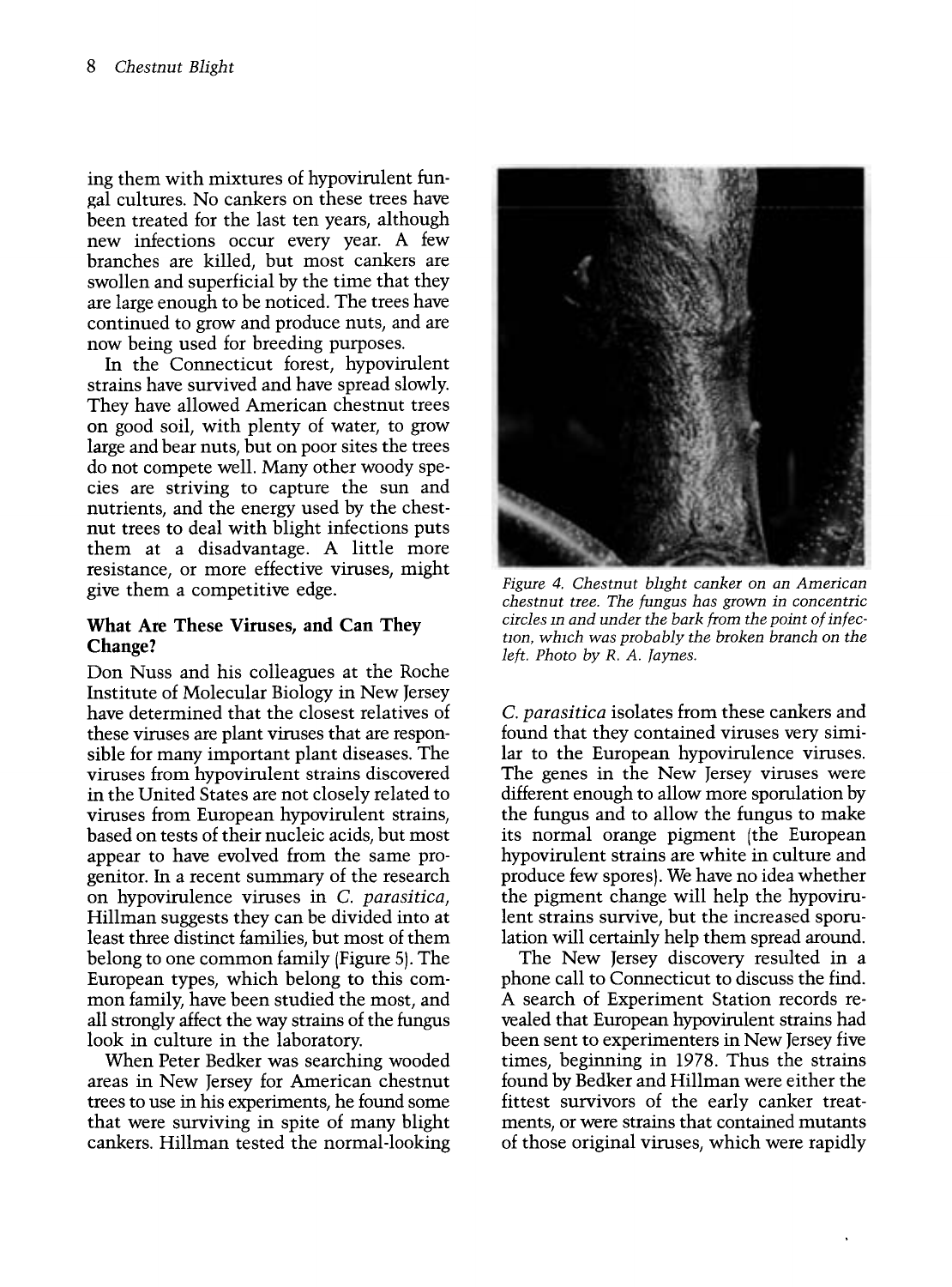ing them with mixtures of hypovirulent fungal cultures. No cankers on these trees have been treated for the last ten years, although new infections occur every year. A few branches are killed, but most cankers are swollen and superficial by the time that they are large enough to be noticed. The trees have continued to grow and produce nuts, and are now being used for breeding purposes.

In the Connecticut forest, hypovirulent strains have survived and have spread slowly. They have allowed American chestnut trees on good soil, with plenty of water, to grow large and bear nuts, but on poor sites the trees do not compete well. Many other woody species are striving to capture the sun and nutrients, and the energy used by the chestnut trees to deal with blight infections puts them at a disadvantage. A little more resistance, or more effective viruses, might give them a competitive edge.

### What Are These Viruses, and Can They Change?

Don Nuss and his colleagues at the Roche Institute of Molecular Biology in New Jersey have determined that the closest relatives of these viruses are plant viruses that are responsible for many important plant diseases. The viruses from hypovirulent strains discovered in the United States are not closely related to viruses from European hypovirulent strains, based on tests of their nucleic acids, but most appear to have evolved from the same progenitor. In a recent summary of the research on hypovirulence viruses in *C. parasitica*, Hillman suggests they can be divided into at least three distinct families, but most of them belong to one common family (Figure 5). The European types, which belong to this common family, have been studied the most, and all strongly affect the way strains of the fungus look in culture in the laboratory.

When Peter Bedker was searching wooded areas in New Jersey for American chestnut trees to use in his experiments, he found some that were surviving in spite of many blight cankers. Hillman tested the normal-looking *C. parasitica* isolates from these cankers and found that they contained viruses very similar to the European hypovirulence viruses. The genes in the New Jersey viruses were different enough to allow more sporulation by the fungus and to allow the fungus to make its normal orange pigment (the European hypovirulent strains are white in culture and produce few spores). We have no idea whether the pigment change will help the hypovirulent strains survive, but the increased sporulation will certainly help them spread around.

The New Jersey discovery resulted in a phone call to Connecticut to discuss the find. A search of Experiment Station records revealed that European hypovirulent strains had been sent to experimenters in New Jersey five times, beginning in 1978. Thus the strains found by Bedker and Hillman were either the fittest survivors of the early canker treatments, or were strains that contained mutants of those original viruses, which were rapidly

*Figure 4. Chestnut blight canker on an American chestnut tree. The fungus has grown in concentric circles in and under the bark from the point of infection, which was probably the broken branch on the left. Photo by R. A. Jaynes.*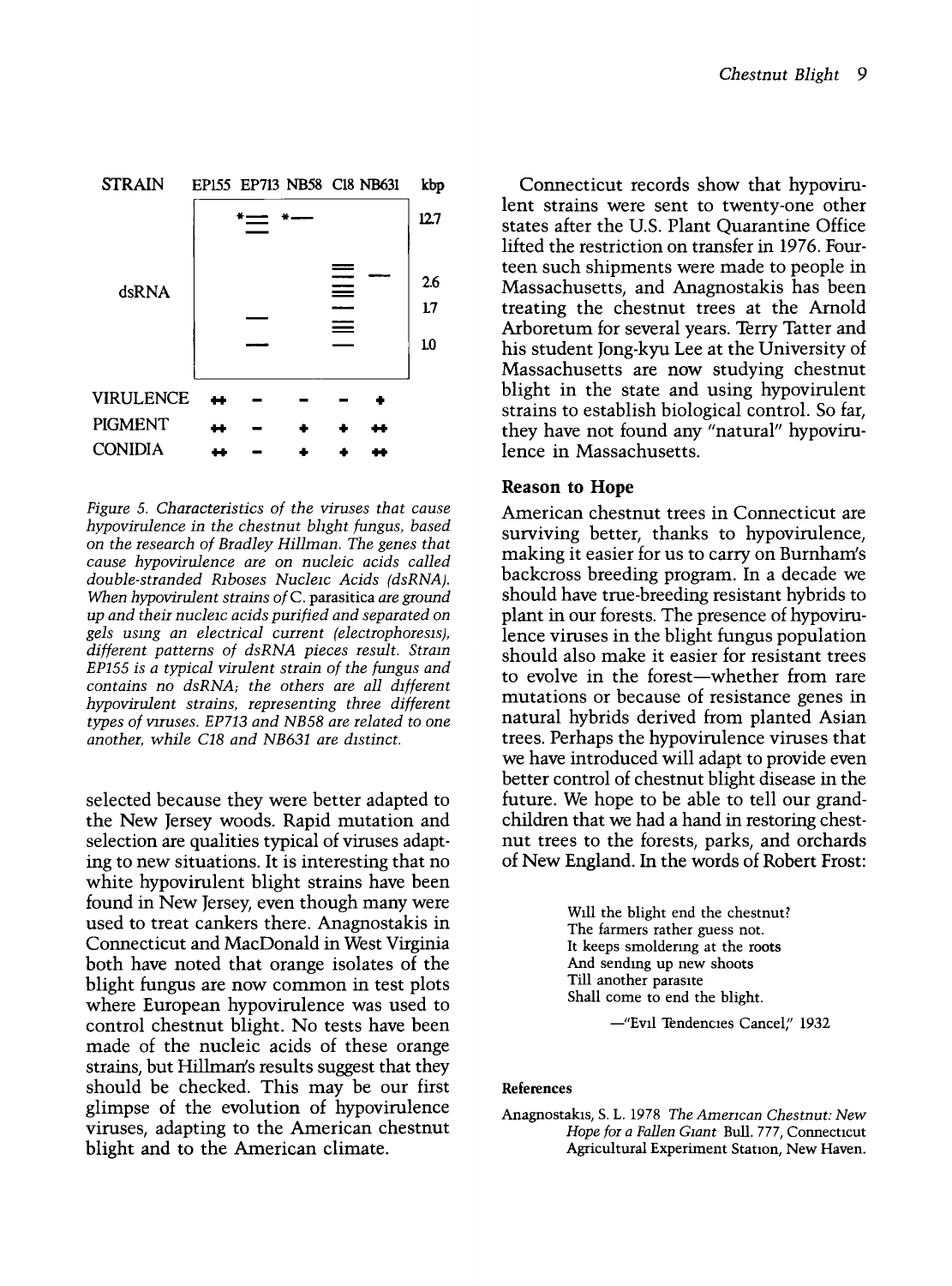| STRAIN | EP155 | EP713 | NB58 | C18 | NB631 |
|---|---|---|---|---|---|
| VIRULENCE | ++ | - | - | - | + |
| PIGMENT | ++ | - | + | + | ++ |
| CONIDIA | ++ | - | + | + | ++ |

*Figure 5. Characteristics of the viruses that cause hypovirulence in the chestnut blight fungus, based on the research of Bradley Hillman. The genes that cause hypovirulence are on nucleic acids called double-stranded Riboses Nucleic Acids (dsRNA). When hypovirulent strains of* C. parasitica *are ground up and their nucleic acids purified and separated on gels using an electrical current (electrophoresis), different patterns of dsRNA pieces result. Strain EP155 is a typical virulent strain of the fungus and contains no dsRNA; the others are all different hypovirulent strains, representing three different types of viruses. EP713 and NB58 are related to one another, while C18 and NB631 are distinct.*

selected because they were better adapted to the New Jersey woods. Rapid mutation and selection are qualities typical of viruses adapting to new situations. It is interesting that no white hypovirulent blight strains have been found in New Jersey, even though many were used to treat cankers there. Anagnostakis in Connecticut and MacDonald in West Virginia both have noted that orange isolates of the blight fungus are now common in test plots where European hypovirulence was used to control chestnut blight. No tests have been made of the nucleic acids of these orange strains, but Hillman's results suggest that they should be checked. This may be our first glimpse of the evolution of hypovirulence viruses, adapting to the American chestnut blight and to the American climate.

Connecticut records show that hypovirulent strains were sent to twenty-one other states after the U.S. Plant Quarantine Office lifted the restriction on transfer in 1976. Fourteen such shipments were made to people in Massachusetts, and Anagnostakis has been treating the chestnut trees at the Arnold Arboretum for several years. Terry Tatter and his student Jong-kyu Lee at the University of Massachusetts are now studying chestnut blight in the state and using hypovirulent strains to establish biological control. So far, they have not found any "natural" hypovirulence in Massachusetts.

## Reason to Hope

American chestnut trees in Connecticut are surviving better, thanks to hypovirulence, making it easier for us to carry on Burnham's backcross breeding program. In a decade we should have true-breeding resistant hybrids to plant in our forests. The presence of hypovirulence viruses in the blight fungus population should also make it easier for resistant trees to evolve in the forest—whether from rare mutations or because of resistance genes in natural hybrids derived from planted Asian trees. Perhaps the hypovirulence viruses that we have introduced will adapt to provide even better control of chestnut blight disease in the future. We hope to be able to tell our grandchildren that we had a hand in restoring chestnut trees to the forests, parks, and orchards of New England. In the words of Robert Frost:

> Will the blight end the chestnut?
> The farmers rather guess not.
> It keeps smoldering at the roots
> And sending up new shoots
> Till another parasite
> Shall come to end the blight.
>
> —"Evil Tendencies Cancel," 1932

### References

Anagnostakis, S. L. 1978 *The American Chestnut: New Hope for a Fallen Giant* Bull. 777, Connecticut Agricultural Experiment Station, New Haven.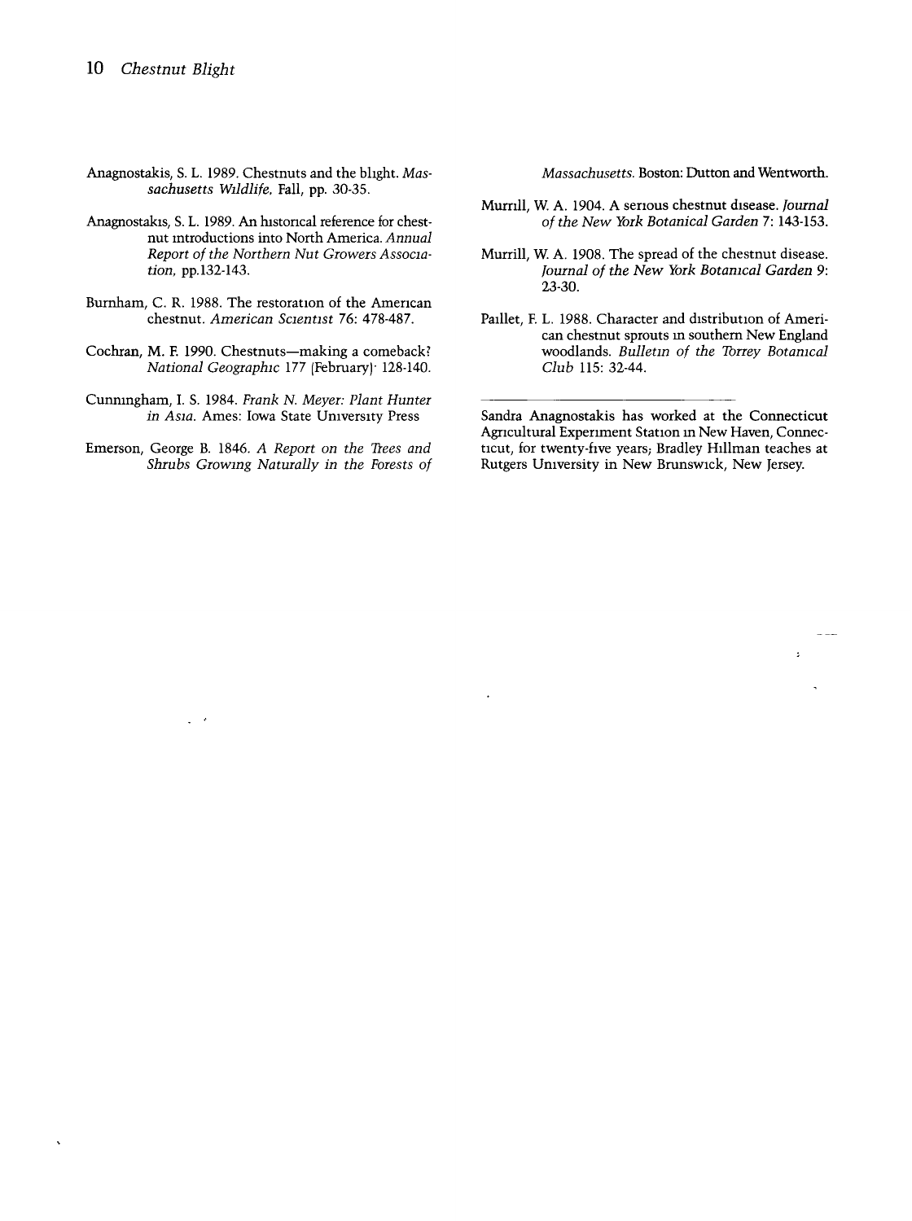Anagnostakis, S. L. 1989. Chestnuts and the blight. *Massachusetts Wildlife,* Fall, pp. 30-35.

Anagnostakis, S. L. 1989. An historical reference for chestnut introductions into North America. *Annual Report of the Northern Nut Growers Association,* pp.132-143.

Burnham, C. R. 1988. The restoration of the American chestnut. *American Scientist* 76: 478-487.

Cochran, M. F. 1990. Chestnuts—making a comeback? *National Geographic* 177 (February): 128-140.

Cunningham, I. S. 1984. *Frank N. Meyer: Plant Hunter in Asia.* Ames: Iowa State University Press

Emerson, George B. 1846. *A Report on the Trees and Shrubs Growing Naturally in the Forests of Massachusetts.* Boston: Dutton and Wentworth.

Murrill, W. A. 1904. A serious chestnut disease. *Journal of the New York Botanical Garden* 7: 143-153.

Murrill, W. A. 1908. The spread of the chestnut disease. *Journal of the New York Botanical Garden* 9: 23-30.

Paillet, F. L. 1988. Character and distribution of American chestnut sprouts in southern New England woodlands. *Bulletin of the Torrey Botanical Club* 115: 32-44.

---

Sandra Anagnostakis has worked at the Connecticut Agricultural Experiment Station in New Haven, Connecticut, for twenty-five years; Bradley Hillman teaches at Rutgers University in New Brunswick, New Jersey.